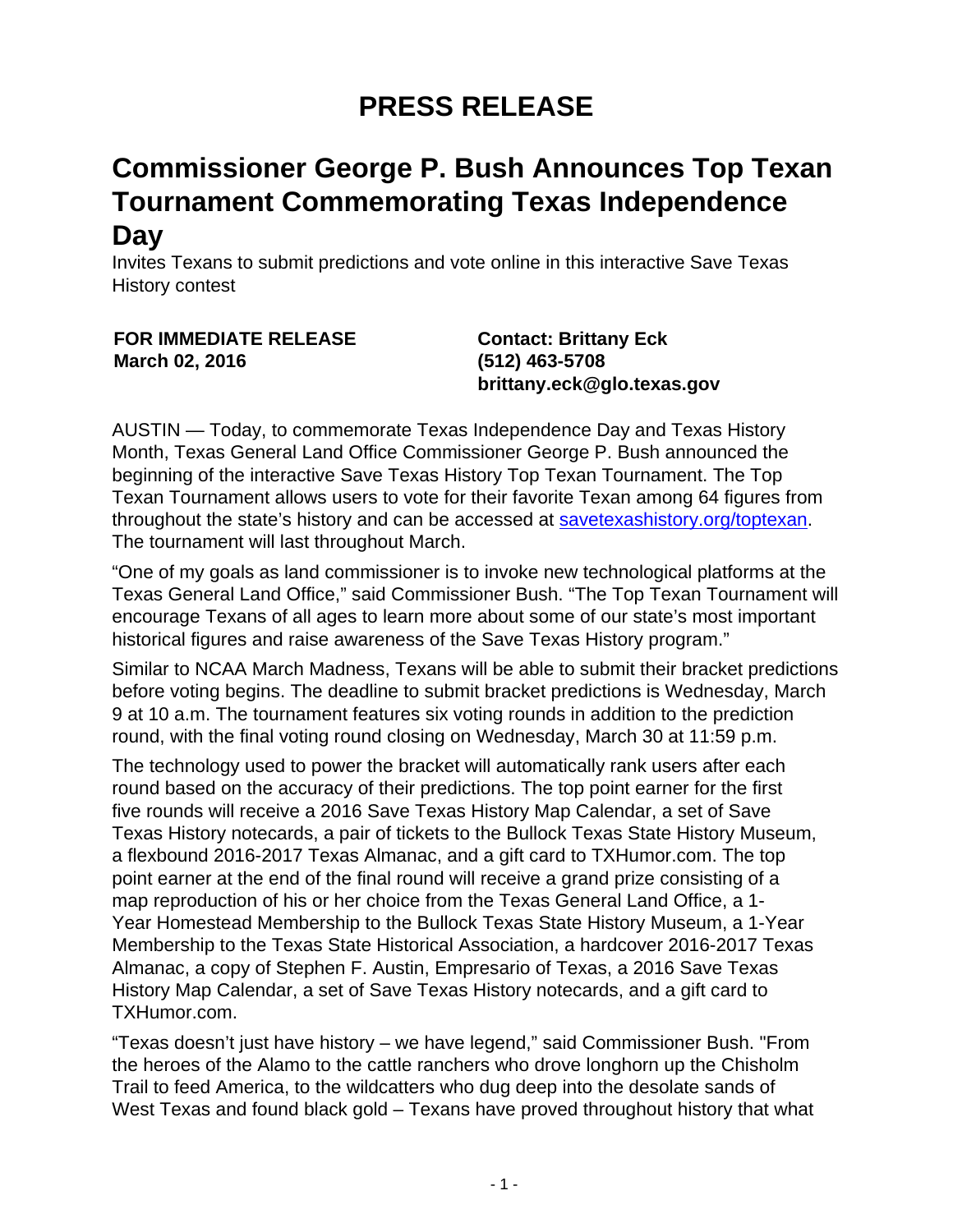# PRESS RELEASE

## Commissioner George P. Bush Announces Top Texan Tournament Commemorating Texas Independence Day

Invites Texans to submit predictions and vote online in this interactive Save Texas History contest

**FOR IMMEDIATE RELEASE**
**March 02, 2016**

**Contact: Brittany Eck**
**(512) 463-5708**
**brittany.eck@glo.texas.gov**

AUSTIN — Today, to commemorate Texas Independence Day and Texas History Month, Texas General Land Office Commissioner George P. Bush announced the beginning of the interactive Save Texas History Top Texan Tournament. The Top Texan Tournament allows users to vote for their favorite Texan among 64 figures from throughout the state's history and can be accessed at [savetexashistory.org/toptexan](savetexashistory.org/toptexan). The tournament will last throughout March.

"One of my goals as land commissioner is to invoke new technological platforms at the Texas General Land Office," said Commissioner Bush. "The Top Texan Tournament will encourage Texans of all ages to learn more about some of our state's most important historical figures and raise awareness of the Save Texas History program."

Similar to NCAA March Madness, Texans will be able to submit their bracket predictions before voting begins. The deadline to submit bracket predictions is Wednesday, March 9 at 10 a.m. The tournament features six voting rounds in addition to the prediction round, with the final voting round closing on Wednesday, March 30 at 11:59 p.m.

The technology used to power the bracket will automatically rank users after each round based on the accuracy of their predictions. The top point earner for the first five rounds will receive a 2016 Save Texas History Map Calendar, a set of Save Texas History notecards, a pair of tickets to the Bullock Texas State History Museum, a flexbound 2016-2017 Texas Almanac, and a gift card to TXHumor.com. The top point earner at the end of the final round will receive a grand prize consisting of a map reproduction of his or her choice from the Texas General Land Office, a 1-Year Homestead Membership to the Bullock Texas State History Museum, a 1-Year Membership to the Texas State Historical Association, a hardcover 2016-2017 Texas Almanac, a copy of Stephen F. Austin, Empresario of Texas, a 2016 Save Texas History Map Calendar, a set of Save Texas History notecards, and a gift card to TXHumor.com.

"Texas doesn't just have history – we have legend," said Commissioner Bush. "From the heroes of the Alamo to the cattle ranchers who drove longhorn up the Chisholm Trail to feed America, to the wildcatters who dug deep into the desolate sands of West Texas and found black gold – Texans have proved throughout history that what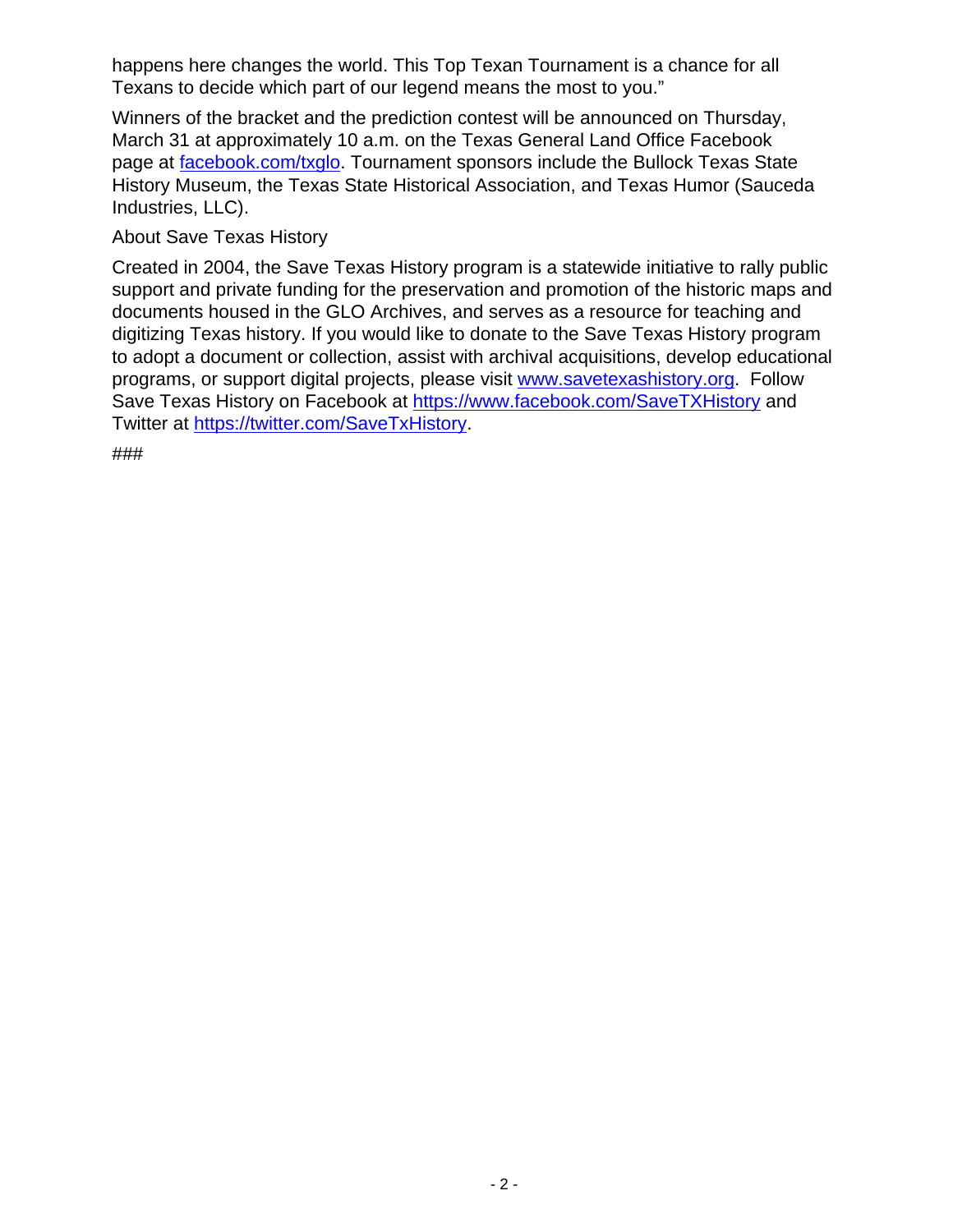happens here changes the world. This Top Texan Tournament is a chance for all Texans to decide which part of our legend means the most to you."

Winners of the bracket and the prediction contest will be announced on Thursday, March 31 at approximately 10 a.m. on the Texas General Land Office Facebook page at [facebook.com/txglo](facebook.com/txglo). Tournament sponsors include the Bullock Texas State History Museum, the Texas State Historical Association, and Texas Humor (Sauceda Industries, LLC).

About Save Texas History

Created in 2004, the Save Texas History program is a statewide initiative to rally public support and private funding for the preservation and promotion of the historic maps and documents housed in the GLO Archives, and serves as a resource for teaching and digitizing Texas history. If you would like to donate to the Save Texas History program to adopt a document or collection, assist with archival acquisitions, develop educational programs, or support digital projects, please visit [www.savetexashistory.org](www.savetexashistory.org). Follow Save Texas History on Facebook at [https://www.facebook.com/SaveTXHistory](https://www.facebook.com/SaveTXHistory) and Twitter at [https://twitter.com/SaveTxHistory](https://twitter.com/SaveTxHistory).

###